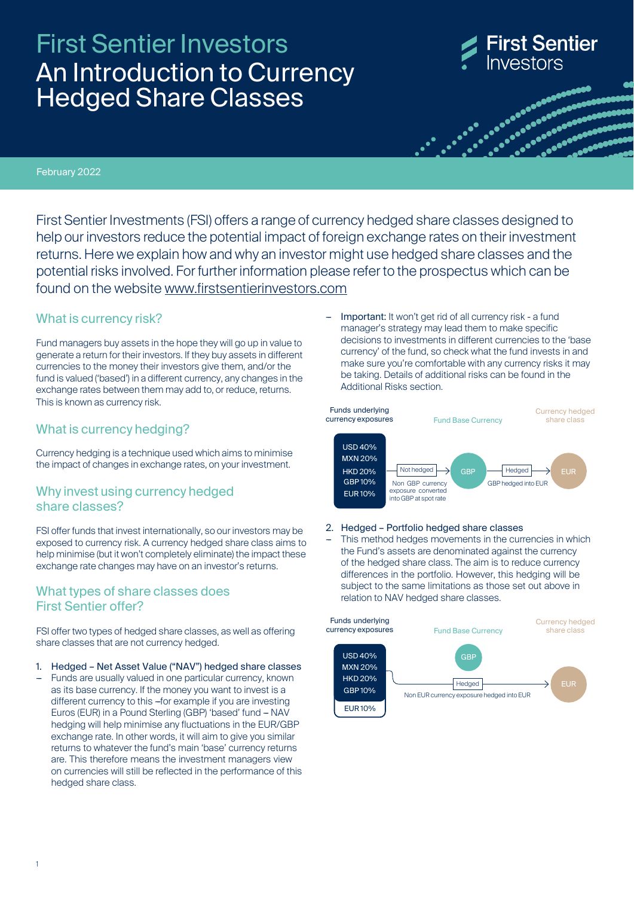# First Sentier Investors
# An Introduction to Currency Hedged Share Classes

February 2022

First Sentier Investments (FSI) offers a range of currency hedged share classes designed to help our investors reduce the potential impact of foreign exchange rates on their investment returns. Here we explain how and why an investor might use hedged share classes and the potential risks involved. For further information please refer to the prospectus which can be found on the website www.firstsentierinvestors.com

## What is currency risk?

Fund managers buy assets in the hope they will go up in value to generate a return for their investors. If they buy assets in different currencies to the money their investors give them, and/or the fund is valued ('based') in a different currency, any changes in the exchange rates between them may add to, or reduce, returns. This is known as currency risk.

## What is currency hedging?

Currency hedging is a technique used which aims to minimise the impact of changes in exchange rates, on your investment.

## Why invest using currency hedged share classes?

FSI offer funds that invest internationally, so our investors may be exposed to currency risk. A currency hedged share class aims to help minimise (but it won't completely eliminate) the impact these exchange rate changes may have on an investor's returns.

## What types of share classes does First Sentier offer?

FSI offer two types of hedged share classes, as well as offering share classes that are not currency hedged.

1. Hedged – Net Asset Value ("NAV") hedged share classes
   - Funds are usually valued in one particular currency, known as its base currency. If the money you want to invest is a different currency to this –for example if you are investing Euros (EUR) in a Pound Sterling (GBP) 'based' fund – NAV hedging will help minimise any fluctuations in the EUR/GBP exchange rate. In other words, it will aim to give you similar returns to whatever the fund's main 'base' currency returns are. This therefore means the investment managers view on currencies will still be reflected in the performance of this hedged share class.
   - Important: It won't get rid of all currency risk - a fund manager's strategy may lead them to make specific decisions to investments in different currencies to the 'base currency' of the fund, so check what the fund invests in and make sure you're comfortable with any currency risks it may be taking. Details of additional risks can be found in the Additional Risks section.

Funds underlying currency exposures: USD 40%, MXN 20%, HKD 20%, GBP 10%, EUR 10% → Not hedged (Non GBP currency exposure converted into GBP at spot rate) → Fund Base Currency: GBP → Hedged (GBP hedged into EUR) → Currency hedged share class: EUR

2. Hedged – Portfolio hedged share classes
   - This method hedges movements in the currencies in which the Fund's assets are denominated against the currency of the hedged share class. The aim is to reduce currency differences in the portfolio. However, this hedging will be subject to the same limitations as those set out above in relation to NAV hedged share classes.

Funds underlying currency exposures: USD 40%, MXN 20%, HKD 20%, GBP 10%, EUR 10%; Fund Base Currency: GBP → Hedged (Non EUR currency exposure hedged into EUR) → Currency hedged share class: EUR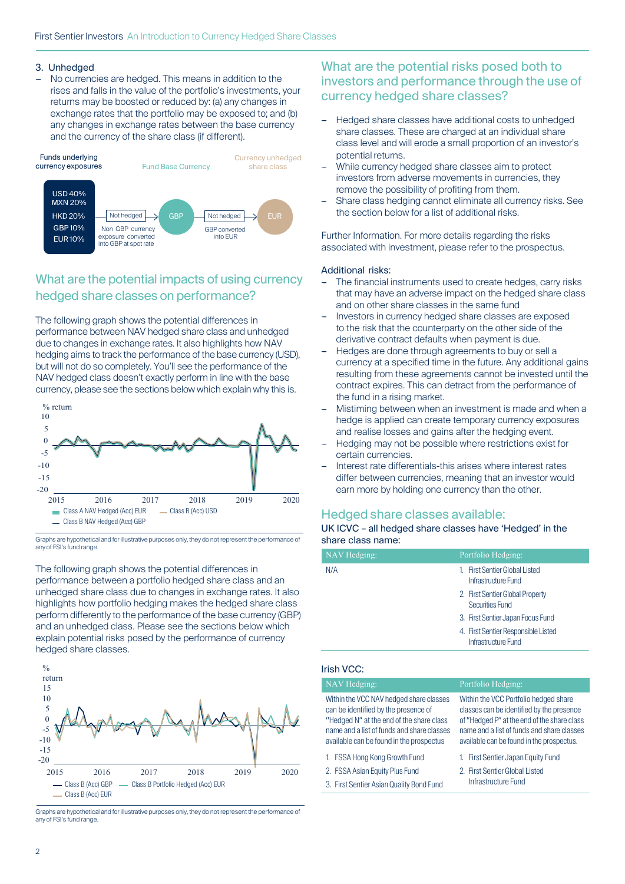3. Unhedged
   - No currencies are hedged. This means in addition to the rises and falls in the value of the portfolio's investments, your returns may be boosted or reduced by: (a) any changes in exchange rates that the portfolio may be exposed to; and (b) any changes in exchange rates between the base currency and the currency of the share class (if different).

Funds underlying currency exposures | Fund Base Currency | Currency unhedged share class

USD 40% MXN 20% HKD 20% GBP 10% EUR 10% → Not hedged (Non GBP currency exposure converted into GBP at spot rate) → GBP → Not hedged (GBP converted into EUR) → EUR

## What are the potential impacts of using currency hedged share classes on performance?

The following graph shows the potential differences in performance between NAV hedged share class and unhedged due to changes in exchange rates. It also highlights how NAV hedging aims to track the performance of the base currency (USD), but will not do so completely. You'll see the performance of the NAV hedged class doesn't exactly perform in line with the base currency, please see the sections below which explain why this is.

% return

Class A NAV Hedged (Acc) EUR | Class B (Acc) USD | Class B NAV Hedged (Acc) GBP

Graphs are hypothetical and for illustrative purposes only, they do not represent the performance of any of FSI's fund range.

The following graph shows the potential differences in performance between a portfolio hedged share class and an unhedged share class due to changes in exchange rates. It also highlights how portfolio hedging makes the hedged share class perform differently to the performance of the base currency (GBP) and an unhedged class. Please see the sections below which explain potential risks posed by the performance of currency hedged share classes.

% return

Class B (Acc) GBP | Class B Portfolio Hedged (Acc) EUR | Class B (Acc) EUR

Graphs are hypothetical and for illustrative purposes only, they do not represent the performance of any of FSI's fund range.

## What are the potential risks posed both to investors and performance through the use of currency hedged share classes?

- Hedged share classes have additional costs to unhedged share classes. These are charged at an individual share class level and will erode a small proportion of an investor's potential returns.
- While currency hedged share classes aim to protect investors from adverse movements in currencies, they remove the possibility of profiting from them.
- Share class hedging cannot eliminate all currency risks. See the section below for a list of additional risks.

Further Information. For more details regarding the risks associated with investment, please refer to the prospectus.

### Additional risks:

- The financial instruments used to create hedges, carry risks that may have an adverse impact on the hedged share class and on other share classes in the same fund
- Investors in currency hedged share classes are exposed to the risk that the counterparty on the other side of the derivative contract defaults when payment is due.
- Hedges are done through agreements to buy or sell a currency at a specified time in the future. Any additional gains resulting from these agreements cannot be invested until the contract expires. This can detract from the performance of the fund in a rising market.
- Mistiming between when an investment is made and when a hedge is applied can create temporary currency exposures and realise losses and gains after the hedging event.
- Hedging may not be possible where restrictions exist for certain currencies.
- Interest rate differentials-this arises where interest rates differ between currencies, meaning that an investor would earn more by holding one currency than the other.

## Hedged share classes available:

UK ICVC – all hedged share classes have 'Hedged' in the share class name:

| NAV Hedging: | Portfolio Hedging: |
|---|---|
| N/A | 1. First Sentier Global Listed Infrastructure Fund |
| | 2. First Sentier Global Property Securities Fund |
| | 3. First Sentier Japan Focus Fund |
| | 4. First Sentier Responsible Listed Infrastructure Fund |

Irish VCC:

| NAV Hedging: | Portfolio Hedging: |
|---|---|
| Within the VCC NAV hedged share classes can be identified by the presence of "Hedged N" at the end of the share class name and a list of funds and share classes available can be found in the prospectus | Within the VCC Portfolio hedged share classes can be identified by the presence of "Hedged P" at the end of the share class name and a list of funds and share classes available can be found in the prospectus. |
| 1. FSSA Hong Kong Growth Fund | 1. First Sentier Japan Equity Fund |
| 2. FSSA Asian Equity Plus Fund | 2. First Sentier Global Listed Infrastructure Fund |
| 3. First Sentier Asian Quality Bond Fund | |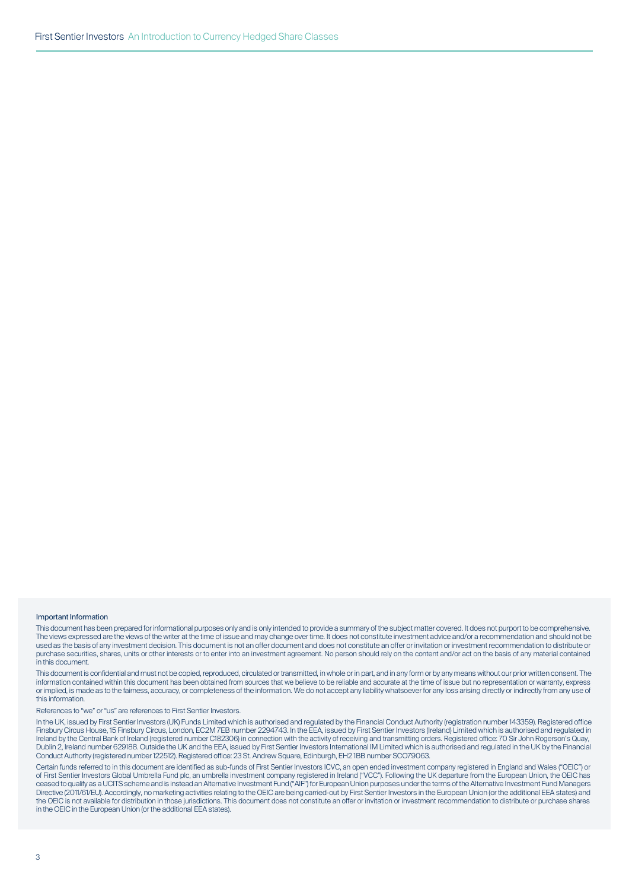### Important Information

This document has been prepared for informational purposes only and is only intended to provide a summary of the subject matter covered. It does not purport to be comprehensive. The views expressed are the views of the writer at the time of issue and may change over time. It does not constitute investment advice and/or a recommendation and should not be used as the basis of any investment decision. This document is not an offer document and does not constitute an offer or invitation or investment recommendation to distribute or purchase securities, shares, units or other interests or to enter into an investment agreement. No person should rely on the content and/or act on the basis of any material contained in this document.

This document is confidential and must not be copied, reproduced, circulated or transmitted, in whole or in part, and in any form or by any means without our prior written consent. The information contained within this document has been obtained from sources that we believe to be reliable and accurate at the time of issue but no representation or warranty, express or implied, is made as to the fairness, accuracy, or completeness of the information. We do not accept any liability whatsoever for any loss arising directly or indirectly from any use of this information.

References to "we" or "us" are references to First Sentier Investors.

In the UK, issued by First Sentier Investors (UK) Funds Limited which is authorised and regulated by the Financial Conduct Authority (registration number 143359). Registered office Finsbury Circus House, 15 Finsbury Circus, London, EC2M 7EB number 2294743. In the EEA, issued by First Sentier Investors (Ireland) Limited which is authorised and regulated in Ireland by the Central Bank of Ireland (registered number C182306) in connection with the activity of receiving and transmitting orders. Registered office: 70 Sir John Rogerson's Quay, Dublin 2, Ireland number 629188. Outside the UK and the EEA, issued by First Sentier Investors International IM Limited which is authorised and regulated in the UK by the Financial Conduct Authority (registered number 122512). Registered office: 23 St. Andrew Square, Edinburgh, EH2 1BB number SCO79063.

Certain funds referred to in this document are identified as sub-funds of First Sentier Investors ICVC, an open ended investment company registered in England and Wales ("OEIC") or of First Sentier Investors Global Umbrella Fund plc, an umbrella investment company registered in Ireland ("VCC"). Following the UK departure from the European Union, the OEIC has ceased to qualify as a UCITS scheme and is instead an Alternative Investment Fund ("AIF") for European Union purposes under the terms of the Alternative Investment Fund Managers Directive (2011/61/EU). Accordingly, no marketing activities relating to the OEIC are being carried-out by First Sentier Investors in the European Union (or the additional EEA states) and the OEIC is not available for distribution in those jurisdictions. This document does not constitute an offer or invitation or investment recommendation to distribute or purchase shares in the OEIC in the European Union (or the additional EEA states).